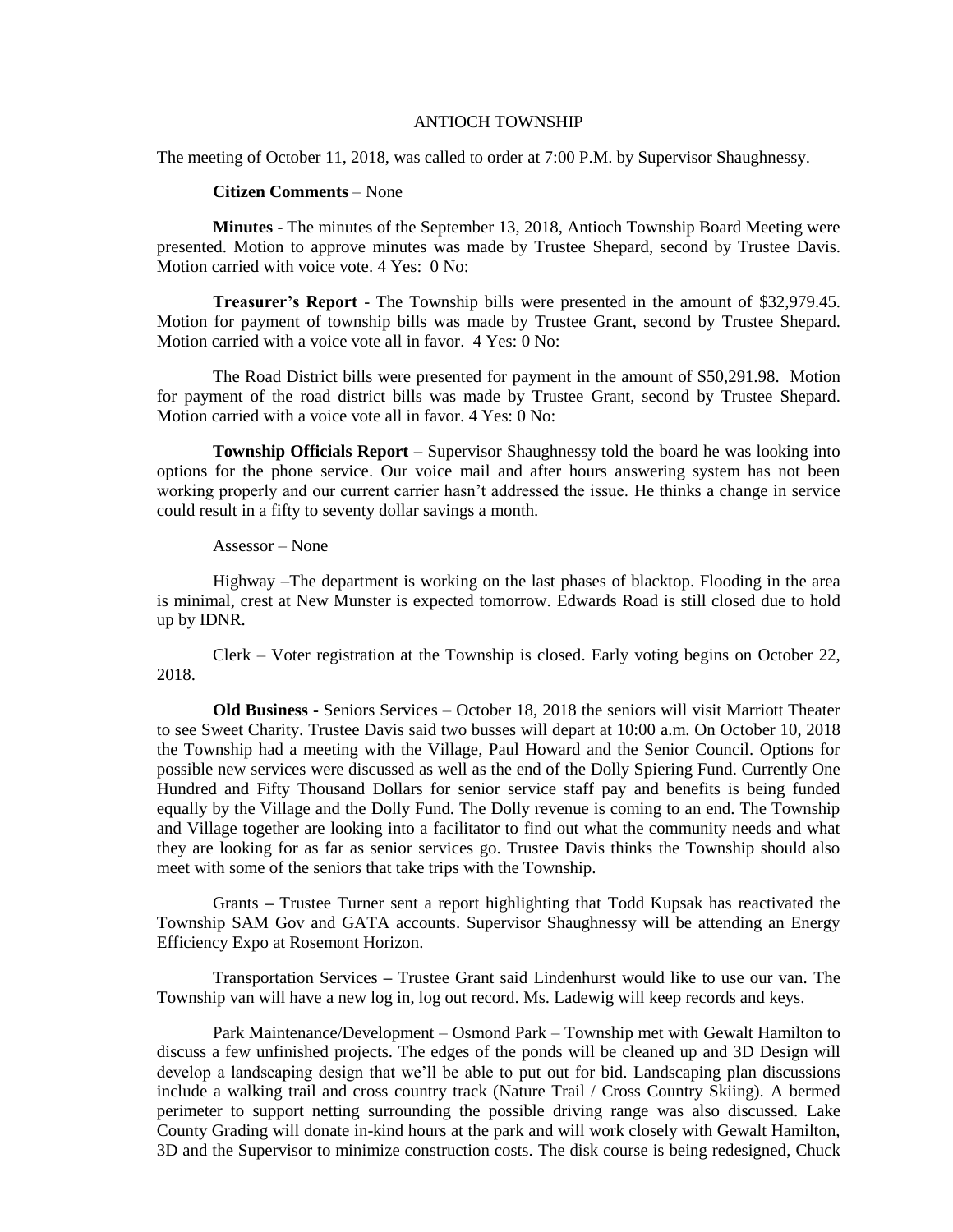# ANTIOCH TOWNSHIP

The meeting of October 11, 2018, was called to order at 7:00 P.M. by Supervisor Shaughnessy.

**Citizen Comments** – None

**Minutes** - The minutes of the September 13, 2018, Antioch Township Board Meeting were presented. Motion to approve minutes was made by Trustee Shepard, second by Trustee Davis. Motion carried with voice vote. 4 Yes: 0 No:

**Treasurer's Report** - The Township bills were presented in the amount of $32,979.45. Motion for payment of township bills was made by Trustee Grant, second by Trustee Shepard. Motion carried with a voice vote all in favor. 4 Yes: 0 No:

The Road District bills were presented for payment in the amount of $50,291.98. Motion for payment of the road district bills was made by Trustee Grant, second by Trustee Shepard. Motion carried with a voice vote all in favor. 4 Yes: 0 No:

**Township Officials Report –** Supervisor Shaughnessy told the board he was looking into options for the phone service. Our voice mail and after hours answering system has not been working properly and our current carrier hasn't addressed the issue. He thinks a change in service could result in a fifty to seventy dollar savings a month.

Assessor – None

Highway –The department is working on the last phases of blacktop. Flooding in the area is minimal, crest at New Munster is expected tomorrow. Edwards Road is still closed due to hold up by IDNR.

Clerk – Voter registration at the Township is closed. Early voting begins on October 22, 2018.

**Old Business -** Seniors Services – October 18, 2018 the seniors will visit Marriott Theater to see Sweet Charity. Trustee Davis said two busses will depart at 10:00 a.m. On October 10, 2018 the Township had a meeting with the Village, Paul Howard and the Senior Council. Options for possible new services were discussed as well as the end of the Dolly Spiering Fund. Currently One Hundred and Fifty Thousand Dollars for senior service staff pay and benefits is being funded equally by the Village and the Dolly Fund. The Dolly revenue is coming to an end. The Township and Village together are looking into a facilitator to find out what the community needs and what they are looking for as far as senior services go. Trustee Davis thinks the Township should also meet with some of the seniors that take trips with the Township.

Grants – Trustee Turner sent a report highlighting that Todd Kupsak has reactivated the Township SAM Gov and GATA accounts. Supervisor Shaughnessy will be attending an Energy Efficiency Expo at Rosemont Horizon.

Transportation Services – Trustee Grant said Lindenhurst would like to use our van. The Township van will have a new log in, log out record. Ms. Ladewig will keep records and keys.

Park Maintenance/Development – Osmond Park – Township met with Gewalt Hamilton to discuss a few unfinished projects. The edges of the ponds will be cleaned up and 3D Design will develop a landscaping design that we'll be able to put out for bid. Landscaping plan discussions include a walking trail and cross country track (Nature Trail / Cross Country Skiing). A bermed perimeter to support netting surrounding the possible driving range was also discussed. Lake County Grading will donate in-kind hours at the park and will work closely with Gewalt Hamilton, 3D and the Supervisor to minimize construction costs. The disk course is being redesigned, Chuck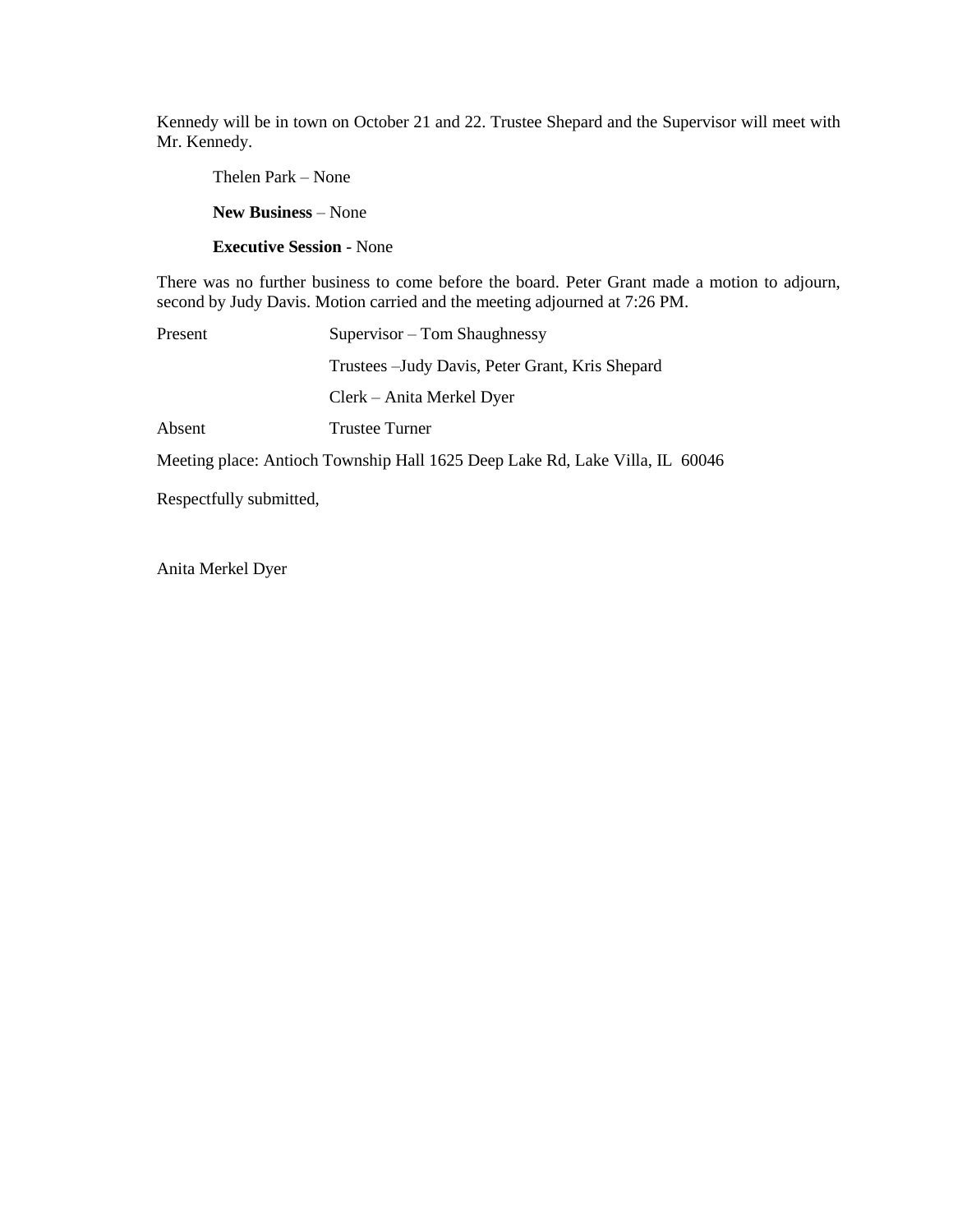Kennedy will be in town on October 21 and 22. Trustee Shepard and the Supervisor will meet with Mr. Kennedy.

Thelen Park – None

**New Business** – None

**Executive Session** - None

There was no further business to come before the board. Peter Grant made a motion to adjourn, second by Judy Davis. Motion carried and the meeting adjourned at 7:26 PM.

| | |
|---|---|
| Present | Supervisor – Tom Shaughnessy |
| | Trustees –Judy Davis, Peter Grant, Kris Shepard |
| | Clerk – Anita Merkel Dyer |
| Absent | Trustee Turner |

Meeting place: Antioch Township Hall 1625 Deep Lake Rd, Lake Villa, IL 60046

Respectfully submitted,

Anita Merkel Dyer